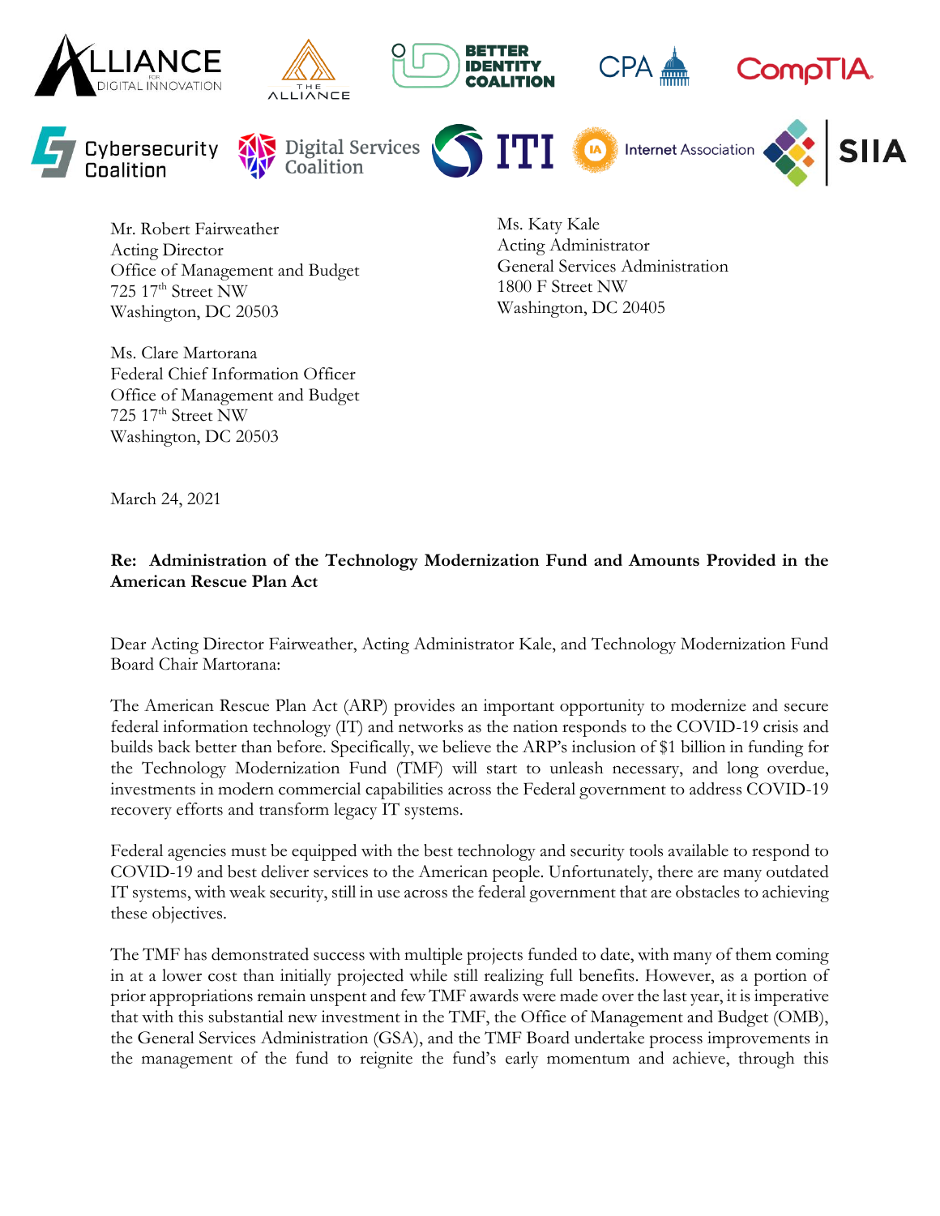Mr. Robert Fairweather
Acting Director
Office of Management and Budget
725 17th Street NW
Washington, DC 20503

Ms. Katy Kale
Acting Administrator
General Services Administration
1800 F Street NW
Washington, DC 20405

Ms. Clare Martorana
Federal Chief Information Officer
Office of Management and Budget
725 17th Street NW
Washington, DC 20503

March 24, 2021

**Re: Administration of the Technology Modernization Fund and Amounts Provided in the American Rescue Plan Act**

Dear Acting Director Fairweather, Acting Administrator Kale, and Technology Modernization Fund Board Chair Martorana:

The American Rescue Plan Act (ARP) provides an important opportunity to modernize and secure federal information technology (IT) and networks as the nation responds to the COVID-19 crisis and builds back better than before. Specifically, we believe the ARP's inclusion of $1 billion in funding for the Technology Modernization Fund (TMF) will start to unleash necessary, and long overdue, investments in modern commercial capabilities across the Federal government to address COVID-19 recovery efforts and transform legacy IT systems.

Federal agencies must be equipped with the best technology and security tools available to respond to COVID-19 and best deliver services to the American people. Unfortunately, there are many outdated IT systems, with weak security, still in use across the federal government that are obstacles to achieving these objectives.

The TMF has demonstrated success with multiple projects funded to date, with many of them coming in at a lower cost than initially projected while still realizing full benefits. However, as a portion of prior appropriations remain unspent and few TMF awards were made over the last year, it is imperative that with this substantial new investment in the TMF, the Office of Management and Budget (OMB), the General Services Administration (GSA), and the TMF Board undertake process improvements in the management of the fund to reignite the fund's early momentum and achieve, through this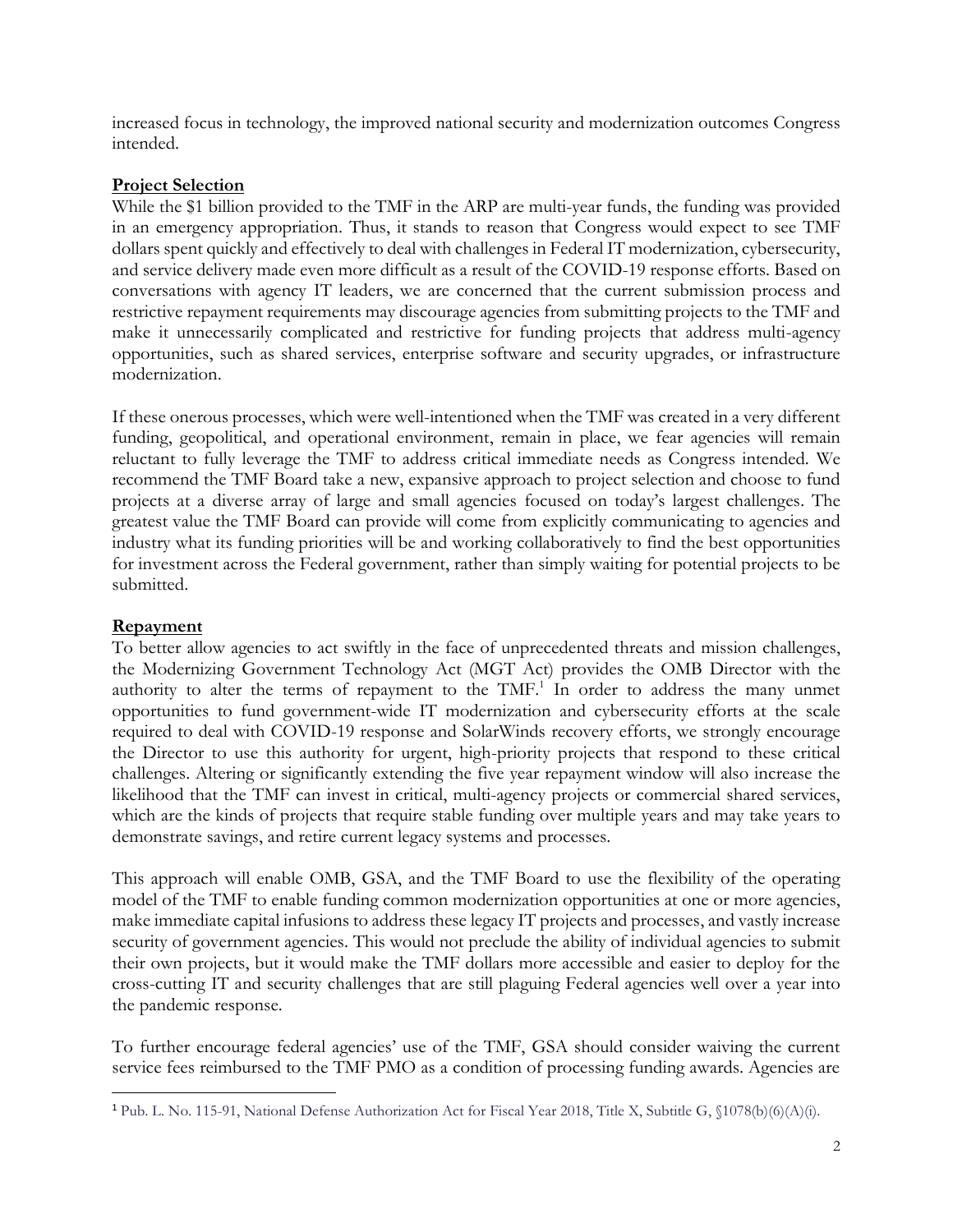increased focus in technology, the improved national security and modernization outcomes Congress intended.

**Project Selection**

While the $1 billion provided to the TMF in the ARP are multi-year funds, the funding was provided in an emergency appropriation. Thus, it stands to reason that Congress would expect to see TMF dollars spent quickly and effectively to deal with challenges in Federal IT modernization, cybersecurity, and service delivery made even more difficult as a result of the COVID-19 response efforts. Based on conversations with agency IT leaders, we are concerned that the current submission process and restrictive repayment requirements may discourage agencies from submitting projects to the TMF and make it unnecessarily complicated and restrictive for funding projects that address multi-agency opportunities, such as shared services, enterprise software and security upgrades, or infrastructure modernization.

If these onerous processes, which were well-intentioned when the TMF was created in a very different funding, geopolitical, and operational environment, remain in place, we fear agencies will remain reluctant to fully leverage the TMF to address critical immediate needs as Congress intended. We recommend the TMF Board take a new, expansive approach to project selection and choose to fund projects at a diverse array of large and small agencies focused on today's largest challenges. The greatest value the TMF Board can provide will come from explicitly communicating to agencies and industry what its funding priorities will be and working collaboratively to find the best opportunities for investment across the Federal government, rather than simply waiting for potential projects to be submitted.

**Repayment**

To better allow agencies to act swiftly in the face of unprecedented threats and mission challenges, the Modernizing Government Technology Act (MGT Act) provides the OMB Director with the authority to alter the terms of repayment to the TMF.[1] In order to address the many unmet opportunities to fund government-wide IT modernization and cybersecurity efforts at the scale required to deal with COVID-19 response and SolarWinds recovery efforts, we strongly encourage the Director to use this authority for urgent, high-priority projects that respond to these critical challenges. Altering or significantly extending the five year repayment window will also increase the likelihood that the TMF can invest in critical, multi-agency projects or commercial shared services, which are the kinds of projects that require stable funding over multiple years and may take years to demonstrate savings, and retire current legacy systems and processes.

This approach will enable OMB, GSA, and the TMF Board to use the flexibility of the operating model of the TMF to enable funding common modernization opportunities at one or more agencies, make immediate capital infusions to address these legacy IT projects and processes, and vastly increase security of government agencies. This would not preclude the ability of individual agencies to submit their own projects, but it would make the TMF dollars more accessible and easier to deploy for the cross-cutting IT and security challenges that are still plaguing Federal agencies well over a year into the pandemic response.

To further encourage federal agencies' use of the TMF, GSA should consider waiving the current service fees reimbursed to the TMF PMO as a condition of processing funding awards. Agencies are

[1] Pub. L. No. 115-91, National Defense Authorization Act for Fiscal Year 2018, Title X, Subtitle G, §1078(b)(6)(A)(i).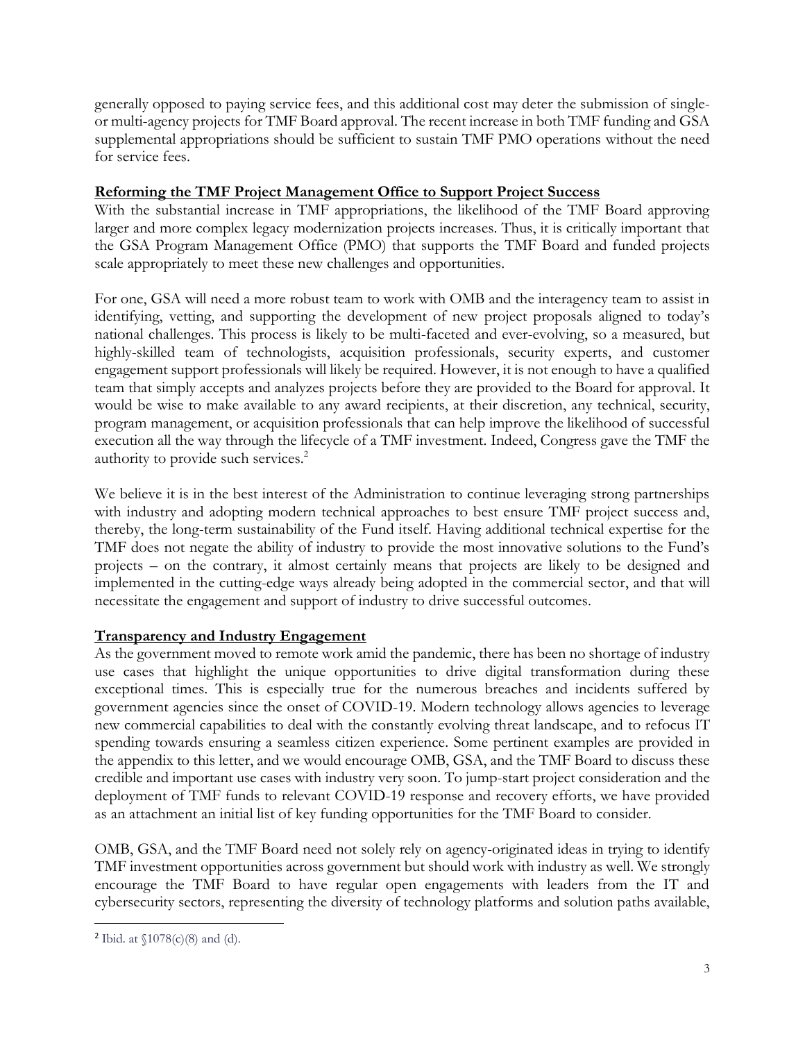generally opposed to paying service fees, and this additional cost may deter the submission of single- or multi-agency projects for TMF Board approval. The recent increase in both TMF funding and GSA supplemental appropriations should be sufficient to sustain TMF PMO operations without the need for service fees.

**Reforming the TMF Project Management Office to Support Project Success**

With the substantial increase in TMF appropriations, the likelihood of the TMF Board approving larger and more complex legacy modernization projects increases. Thus, it is critically important that the GSA Program Management Office (PMO) that supports the TMF Board and funded projects scale appropriately to meet these new challenges and opportunities.

For one, GSA will need a more robust team to work with OMB and the interagency team to assist in identifying, vetting, and supporting the development of new project proposals aligned to today's national challenges. This process is likely to be multi-faceted and ever-evolving, so a measured, but highly-skilled team of technologists, acquisition professionals, security experts, and customer engagement support professionals will likely be required. However, it is not enough to have a qualified team that simply accepts and analyzes projects before they are provided to the Board for approval. It would be wise to make available to any award recipients, at their discretion, any technical, security, program management, or acquisition professionals that can help improve the likelihood of successful execution all the way through the lifecycle of a TMF investment. Indeed, Congress gave the TMF the authority to provide such services.[2]

We believe it is in the best interest of the Administration to continue leveraging strong partnerships with industry and adopting modern technical approaches to best ensure TMF project success and, thereby, the long-term sustainability of the Fund itself. Having additional technical expertise for the TMF does not negate the ability of industry to provide the most innovative solutions to the Fund's projects – on the contrary, it almost certainly means that projects are likely to be designed and implemented in the cutting-edge ways already being adopted in the commercial sector, and that will necessitate the engagement and support of industry to drive successful outcomes.

**Transparency and Industry Engagement**

As the government moved to remote work amid the pandemic, there has been no shortage of industry use cases that highlight the unique opportunities to drive digital transformation during these exceptional times. This is especially true for the numerous breaches and incidents suffered by government agencies since the onset of COVID-19. Modern technology allows agencies to leverage new commercial capabilities to deal with the constantly evolving threat landscape, and to refocus IT spending towards ensuring a seamless citizen experience. Some pertinent examples are provided in the appendix to this letter, and we would encourage OMB, GSA, and the TMF Board to discuss these credible and important use cases with industry very soon. To jump-start project consideration and the deployment of TMF funds to relevant COVID-19 response and recovery efforts, we have provided as an attachment an initial list of key funding opportunities for the TMF Board to consider.

OMB, GSA, and the TMF Board need not solely rely on agency-originated ideas in trying to identify TMF investment opportunities across government but should work with industry as well. We strongly encourage the TMF Board to have regular open engagements with leaders from the IT and cybersecurity sectors, representing the diversity of technology platforms and solution paths available,

---

[2] Ibid. at §1078(c)(8) and (d).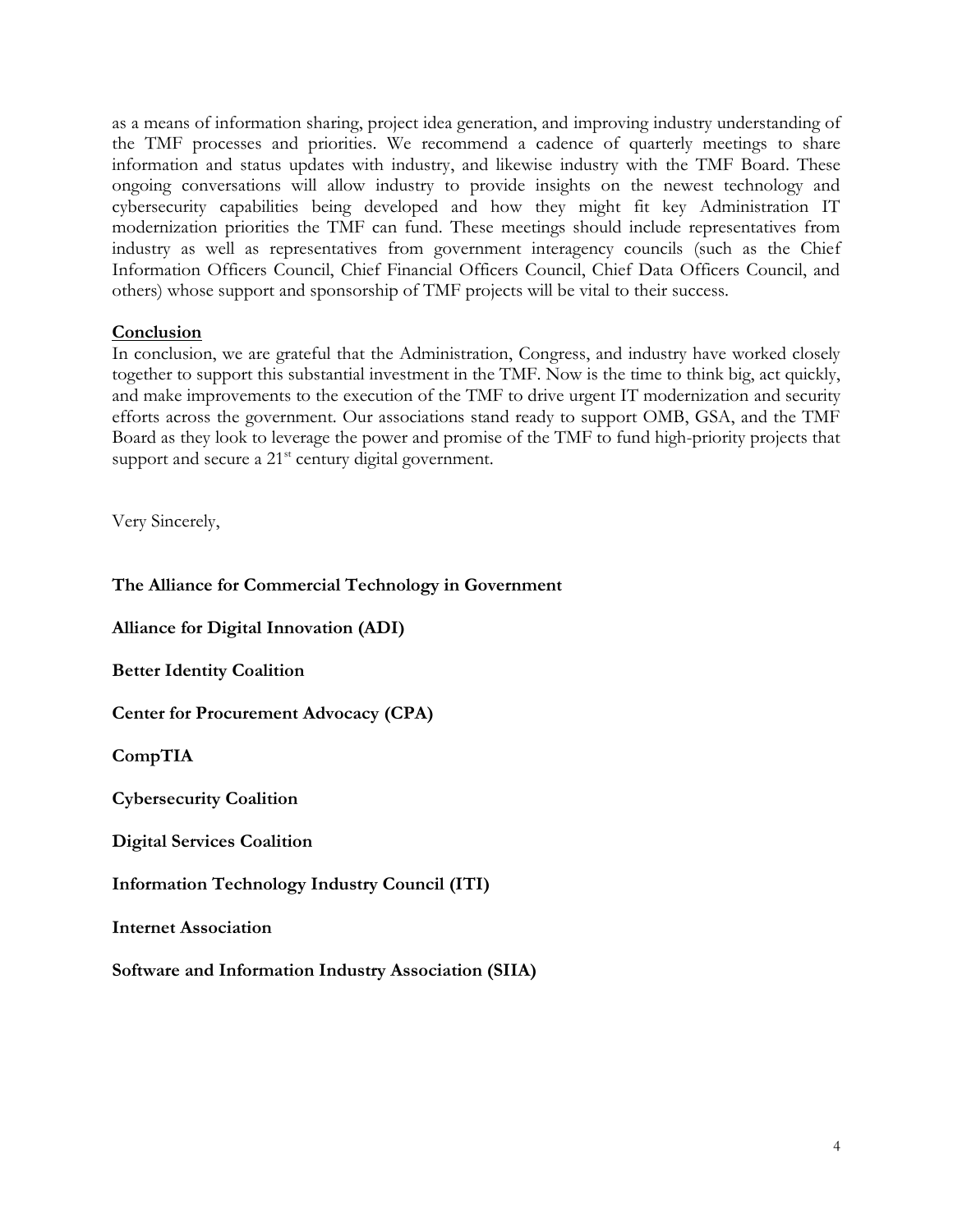as a means of information sharing, project idea generation, and improving industry understanding of the TMF processes and priorities. We recommend a cadence of quarterly meetings to share information and status updates with industry, and likewise industry with the TMF Board. These ongoing conversations will allow industry to provide insights on the newest technology and cybersecurity capabilities being developed and how they might fit key Administration IT modernization priorities the TMF can fund. These meetings should include representatives from industry as well as representatives from government interagency councils (such as the Chief Information Officers Council, Chief Financial Officers Council, Chief Data Officers Council, and others) whose support and sponsorship of TMF projects will be vital to their success.

**Conclusion**

In conclusion, we are grateful that the Administration, Congress, and industry have worked closely together to support this substantial investment in the TMF. Now is the time to think big, act quickly, and make improvements to the execution of the TMF to drive urgent IT modernization and security efforts across the government. Our associations stand ready to support OMB, GSA, and the TMF Board as they look to leverage the power and promise of the TMF to fund high-priority projects that support and secure a 21st century digital government.

Very Sincerely,

**The Alliance for Commercial Technology in Government**

**Alliance for Digital Innovation (ADI)**

**Better Identity Coalition**

**Center for Procurement Advocacy (CPA)**

**CompTIA**

**Cybersecurity Coalition**

**Digital Services Coalition**

**Information Technology Industry Council (ITI)**

**Internet Association**

**Software and Information Industry Association (SIIA)**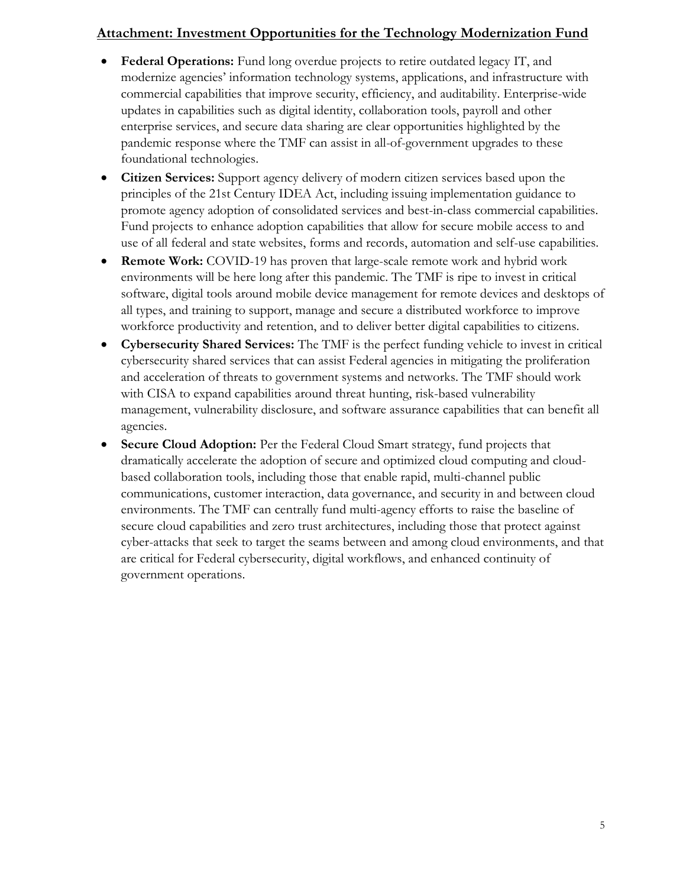## Attachment: Investment Opportunities for the Technology Modernization Fund

- **Federal Operations:** Fund long overdue projects to retire outdated legacy IT, and modernize agencies' information technology systems, applications, and infrastructure with commercial capabilities that improve security, efficiency, and auditability. Enterprise-wide updates in capabilities such as digital identity, collaboration tools, payroll and other enterprise services, and secure data sharing are clear opportunities highlighted by the pandemic response where the TMF can assist in all-of-government upgrades to these foundational technologies.
- **Citizen Services:** Support agency delivery of modern citizen services based upon the principles of the 21st Century IDEA Act, including issuing implementation guidance to promote agency adoption of consolidated services and best-in-class commercial capabilities. Fund projects to enhance adoption capabilities that allow for secure mobile access to and use of all federal and state websites, forms and records, automation and self-use capabilities.
- **Remote Work:** COVID-19 has proven that large-scale remote work and hybrid work environments will be here long after this pandemic. The TMF is ripe to invest in critical software, digital tools around mobile device management for remote devices and desktops of all types, and training to support, manage and secure a distributed workforce to improve workforce productivity and retention, and to deliver better digital capabilities to citizens.
- **Cybersecurity Shared Services:** The TMF is the perfect funding vehicle to invest in critical cybersecurity shared services that can assist Federal agencies in mitigating the proliferation and acceleration of threats to government systems and networks. The TMF should work with CISA to expand capabilities around threat hunting, risk-based vulnerability management, vulnerability disclosure, and software assurance capabilities that can benefit all agencies.
- **Secure Cloud Adoption:** Per the Federal Cloud Smart strategy, fund projects that dramatically accelerate the adoption of secure and optimized cloud computing and cloud-based collaboration tools, including those that enable rapid, multi-channel public communications, customer interaction, data governance, and security in and between cloud environments. The TMF can centrally fund multi-agency efforts to raise the baseline of secure cloud capabilities and zero trust architectures, including those that protect against cyber-attacks that seek to target the seams between and among cloud environments, and that are critical for Federal cybersecurity, digital workflows, and enhanced continuity of government operations.